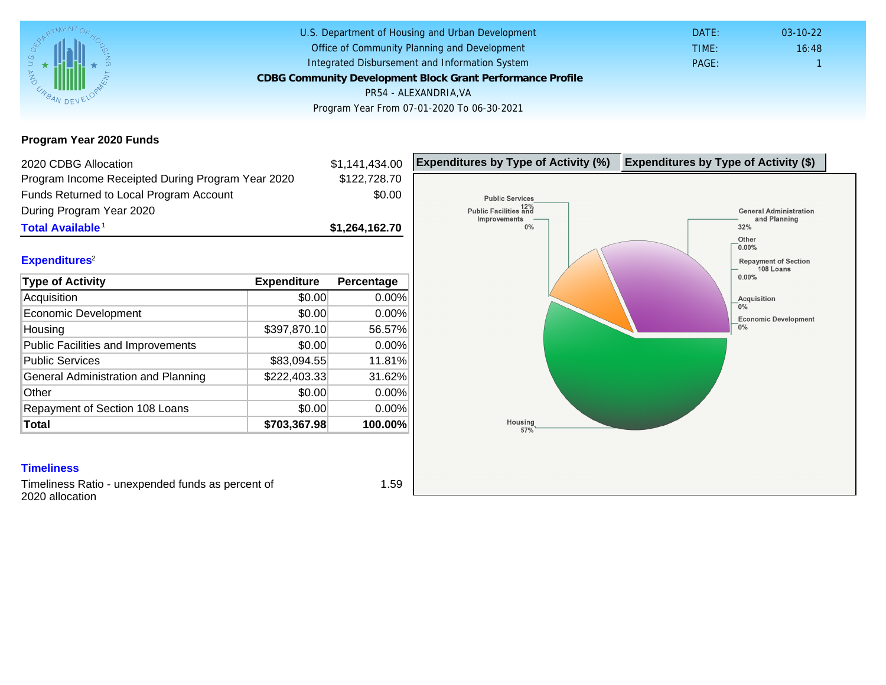U.S. Department of Housing and Urban Development
Office of Community Planning and Development
Integrated Disbursement and Information System

# CDBG Community Development Block Grant Performance Profile

PR54 - ALEXANDRIA,VA

Program Year From 07-01-2020 To 06-30-2021

DATE: 03-10-22
TIME: 16:48
PAGE: 1

## Program Year 2020 Funds

| | |
|---|---|
| 2020 CDBG Allocation | $1,141,434.00 |
| Program Income Receipted During Program Year 2020 | $122,728.70 |
| Funds Returned to Local Program Account During Program Year 2020 | $0.00 |
| **Total Available**[1] | **$1,264,162.70** |

## Expenditures[2]

| Type of Activity | Expenditure | Percentage |
|---|---|---|
| Acquisition | $0.00 | 0.00% |
| Economic Development | $0.00 | 0.00% |
| Housing | $397,870.10 | 56.57% |
| Public Facilities and Improvements | $0.00 | 0.00% |
| Public Services | $83,094.55 | 11.81% |
| General Administration and Planning | $222,403.33 | 31.62% |
| Other | $0.00 | 0.00% |
| Repayment of Section 108 Loans | $0.00 | 0.00% |
| **Total** | **$703,367.98** | **100.00%** |

## Timeliness

Timeliness Ratio - unexpended funds as percent of 2020 allocation: 1.59

**Expenditures by Type of Activity (%)** | **Expenditures by Type of Activity ($)**

Public Services 12%
Public Facilities and Improvements 0%
General Administration and Planning 32%
Other 0.00%
Repayment of Section 108 Loans 0.00%
Acquisition 0%
Economic Development 0%
Housing 57%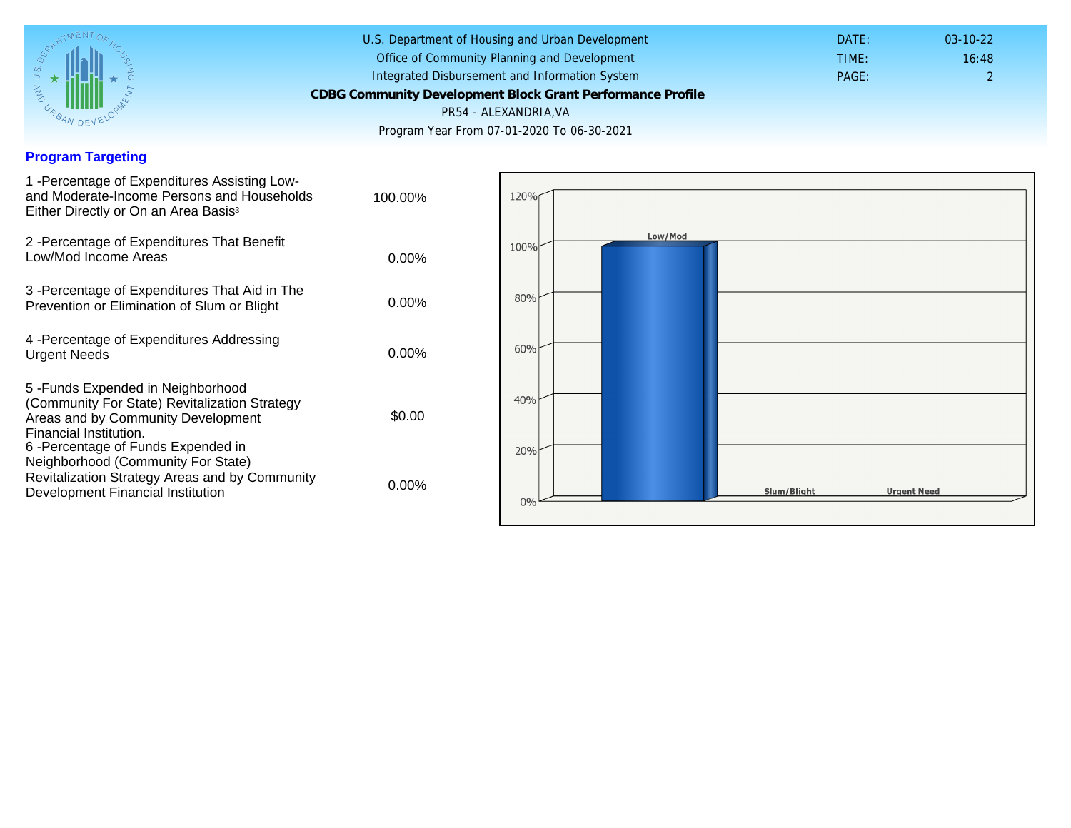U.S. Department of Housing and Urban Development
Office of Community Planning and Development
Integrated Disbursement and Information System
**CDBG Community Development Block Grant Performance Profile**
PR54 - ALEXANDRIA,VA
Program Year From 07-01-2020 To 06-30-2021

DATE: 03-10-22
TIME: 16:48
PAGE: 2

## Program Targeting

| | |
|---|---|
| 1 -Percentage of Expenditures Assisting Low- and Moderate-Income Persons and Households Either Directly or On an Area Basis[3] | 100.00% |
| 2 -Percentage of Expenditures That Benefit Low/Mod Income Areas | 0.00% |
| 3 -Percentage of Expenditures That Aid in The Prevention or Elimination of Slum or Blight | 0.00% |
| 4 -Percentage of Expenditures Addressing Urgent Needs | 0.00% |
| 5 -Funds Expended in Neighborhood (Community For State) Revitalization Strategy Areas and by Community Development Financial Institution. | $0.00 |
| 6 -Percentage of Funds Expended in Neighborhood (Community For State) Revitalization Strategy Areas and by Community Development Financial Institution | 0.00% |

Chart: Low/Mod, Slum/Blight, Urgent Need (0%–120%)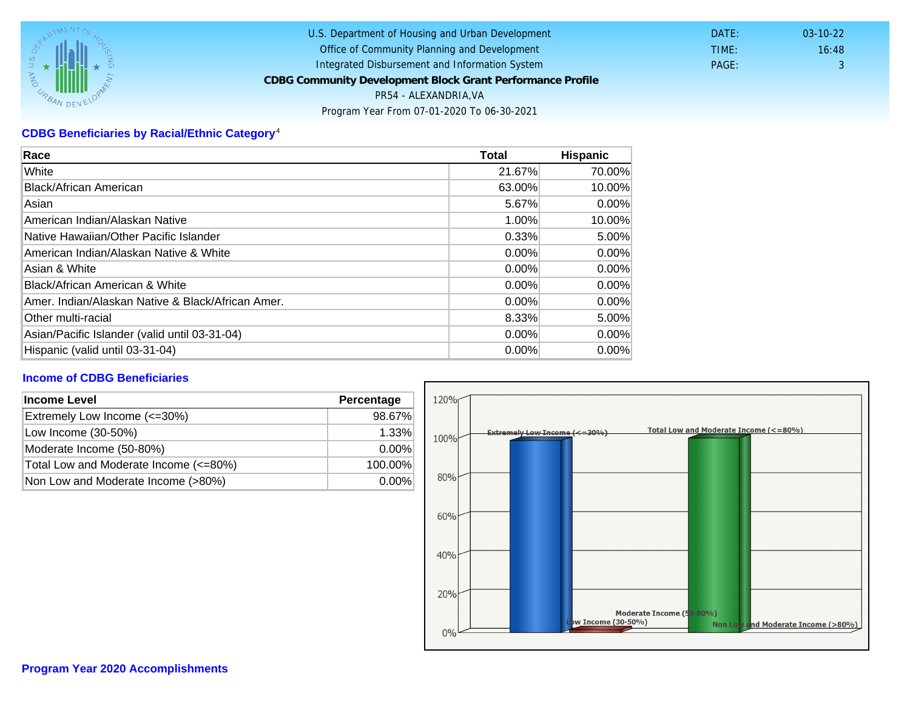U.S. Department of Housing and Urban Development
Office of Community Planning and Development
Integrated Disbursement and Information System
**CDBG Community Development Block Grant Performance Profile**
PR54 - ALEXANDRIA,VA
Program Year From 07-01-2020 To 06-30-2021

DATE: 03-10-22
TIME: 16:48
PAGE: 3

## CDBG Beneficiaries by Racial/Ethnic Category[4]

| Race | Total | Hispanic |
|---|---|---|
| White | 21.67% | 70.00% |
| Black/African American | 63.00% | 10.00% |
| Asian | 5.67% | 0.00% |
| American Indian/Alaskan Native | 1.00% | 10.00% |
| Native Hawaiian/Other Pacific Islander | 0.33% | 5.00% |
| American Indian/Alaskan Native & White | 0.00% | 0.00% |
| Asian & White | 0.00% | 0.00% |
| Black/African American & White | 0.00% | 0.00% |
| Amer. Indian/Alaskan Native & Black/African Amer. | 0.00% | 0.00% |
| Other multi-racial | 8.33% | 5.00% |
| Asian/Pacific Islander (valid until 03-31-04) | 0.00% | 0.00% |
| Hispanic (valid until 03-31-04) | 0.00% | 0.00% |

## Income of CDBG Beneficiaries

| Income Level | Percentage |
|---|---|
| Extremely Low Income (<=30%) | 98.67% |
| Low Income (30-50%) | 1.33% |
| Moderate Income (50-80%) | 0.00% |
| Total Low and Moderate Income (<=80%) | 100.00% |
| Non Low and Moderate Income (>80%) | 0.00% |

## Program Year 2020 Accomplishments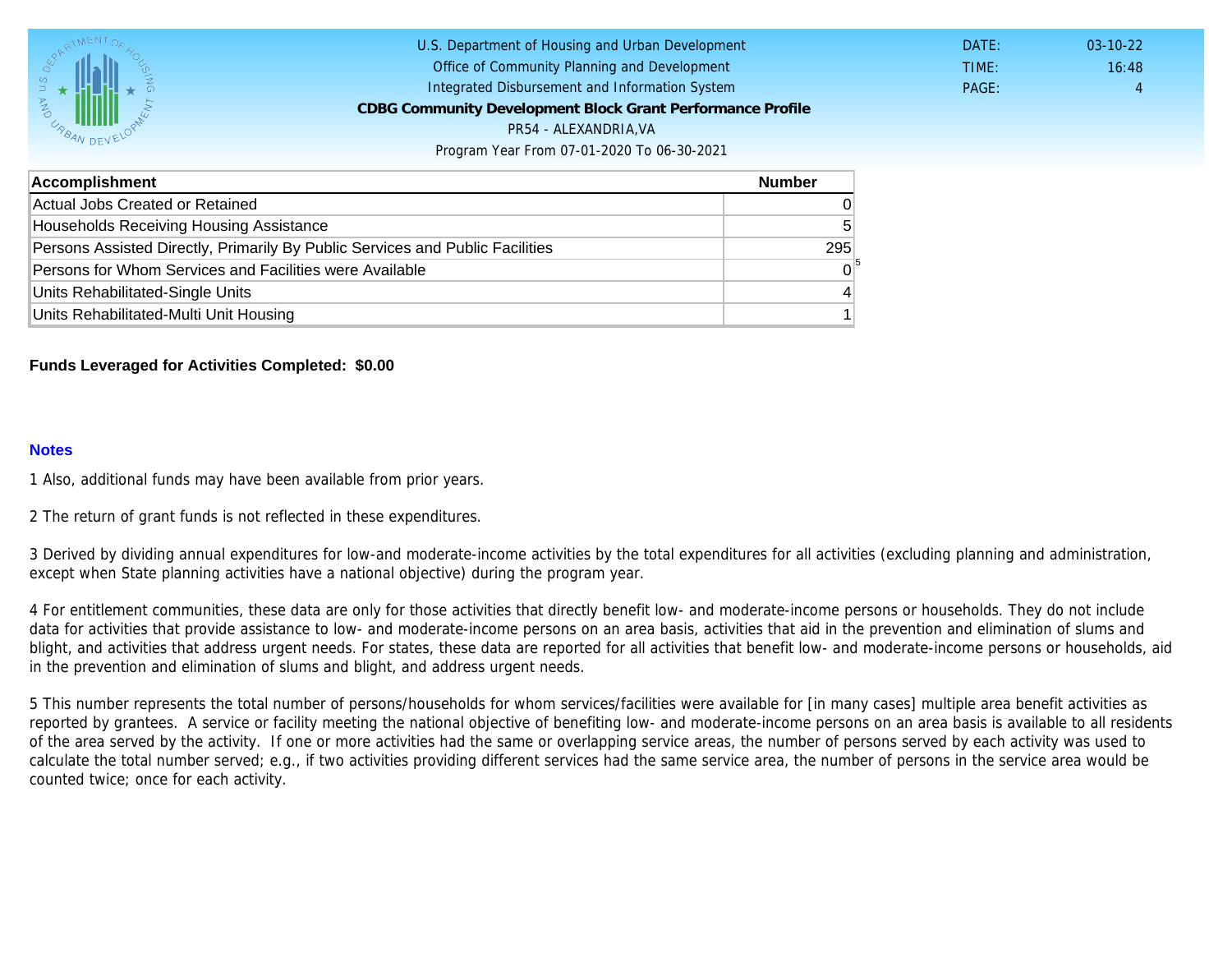| Accomplishment | Number |
|---|---|
| Actual Jobs Created or Retained | 0 |
| Households Receiving Housing Assistance | 5 |
| Persons Assisted Directly, Primarily By Public Services and Public Facilities | 295 |
| Persons for Whom Services and Facilities were Available | 0 [5] |
| Units Rehabilitated-Single Units | 4 |
| Units Rehabilitated-Multi Unit Housing | 1 |

**Funds Leveraged for Activities Completed: $0.00**

## Notes

1 Also, additional funds may have been available from prior years.

2 The return of grant funds is not reflected in these expenditures.

3 Derived by dividing annual expenditures for low-and moderate-income activities by the total expenditures for all activities (excluding planning and administration, except when State planning activities have a national objective) during the program year.

4 For entitlement communities, these data are only for those activities that directly benefit low- and moderate-income persons or households. They do not include data for activities that provide assistance to low- and moderate-income persons on an area basis, activities that aid in the prevention and elimination of slums and blight, and activities that address urgent needs. For states, these data are reported for all activities that benefit low- and moderate-income persons or households, aid in the prevention and elimination of slums and blight, and address urgent needs.

5 This number represents the total number of persons/households for whom services/facilities were available for [in many cases] multiple area benefit activities as reported by grantees. A service or facility meeting the national objective of benefiting low- and moderate-income persons on an area basis is available to all residents of the area served by the activity. If one or more activities had the same or overlapping service areas, the number of persons served by each activity was used to calculate the total number served; e.g., if two activities providing different services had the same service area, the number of persons in the service area would be counted twice; once for each activity.